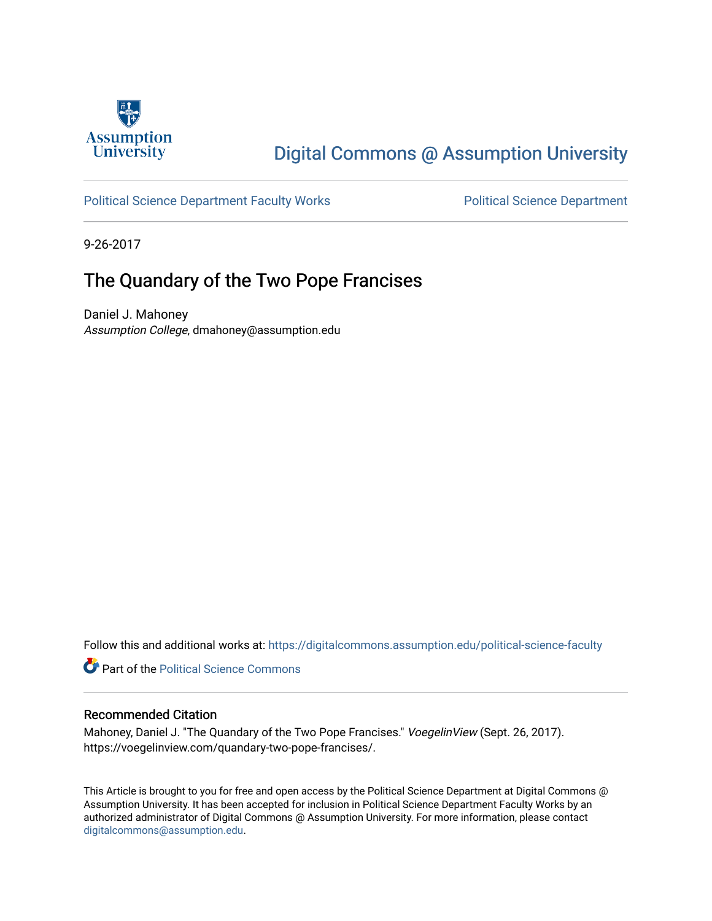Digital Commons @ Assumption University

Political Science Department Faculty Works | Political Science Department

9-26-2017

# The Quandary of the Two Pope Francises

Daniel J. Mahoney
*Assumption College*, dmahoney@assumption.edu

Follow this and additional works at: https://digitalcommons.assumption.edu/political-science-faculty

Part of the Political Science Commons

## Recommended Citation

Mahoney, Daniel J. "The Quandary of the Two Pope Francises." *VoegelinView* (Sept. 26, 2017). https://voegelinview.com/quandary-two-pope-francises/.

This Article is brought to you for free and open access by the Political Science Department at Digital Commons @ Assumption University. It has been accepted for inclusion in Political Science Department Faculty Works by an authorized administrator of Digital Commons @ Assumption University. For more information, please contact digitalcommons@assumption.edu.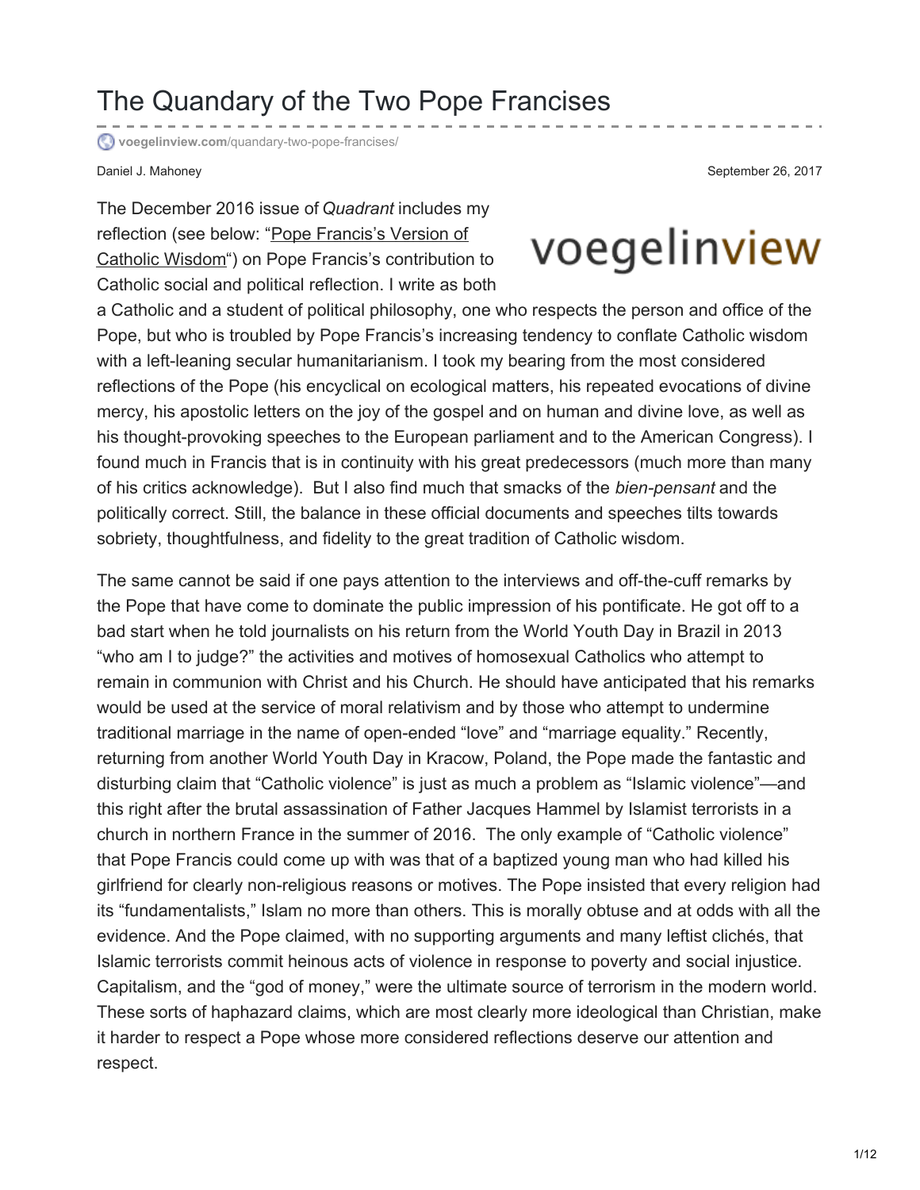# The Quandary of the Two Pope Francises

voegelinview.com/quandary-two-pope-francises/

Daniel J. Mahoney

September 26, 2017

The December 2016 issue of *Quadrant* includes my reflection (see below: "Pope Francis's Version of Catholic Wisdom") on Pope Francis's contribution to Catholic social and political reflection. I write as both a Catholic and a student of political philosophy, one who respects the person and office of the Pope, but who is troubled by Pope Francis's increasing tendency to conflate Catholic wisdom with a left-leaning secular humanitarianism. I took my bearing from the most considered reflections of the Pope (his encyclical on ecological matters, his repeated evocations of divine mercy, his apostolic letters on the joy of the gospel and on human and divine love, as well as his thought-provoking speeches to the European parliament and to the American Congress). I found much in Francis that is in continuity with his great predecessors (much more than many of his critics acknowledge). But I also find much that smacks of the *bien-pensant* and the politically correct. Still, the balance in these official documents and speeches tilts towards sobriety, thoughtfulness, and fidelity to the great tradition of Catholic wisdom.

The same cannot be said if one pays attention to the interviews and off-the-cuff remarks by the Pope that have come to dominate the public impression of his pontificate. He got off to a bad start when he told journalists on his return from the World Youth Day in Brazil in 2013 "who am I to judge?" the activities and motives of homosexual Catholics who attempt to remain in communion with Christ and his Church. He should have anticipated that his remarks would be used at the service of moral relativism and by those who attempt to undermine traditional marriage in the name of open-ended "love" and "marriage equality." Recently, returning from another World Youth Day in Kracow, Poland, the Pope made the fantastic and disturbing claim that "Catholic violence" is just as much a problem as "Islamic violence"—and this right after the brutal assassination of Father Jacques Hammel by Islamist terrorists in a church in northern France in the summer of 2016. The only example of "Catholic violence" that Pope Francis could come up with was that of a baptized young man who had killed his girlfriend for clearly non-religious reasons or motives. The Pope insisted that every religion had its "fundamentalists," Islam no more than others. This is morally obtuse and at odds with all the evidence. And the Pope claimed, with no supporting arguments and many leftist clichés, that Islamic terrorists commit heinous acts of violence in response to poverty and social injustice. Capitalism, and the "god of money," were the ultimate source of terrorism in the modern world. These sorts of haphazard claims, which are most clearly more ideological than Christian, make it harder to respect a Pope whose more considered reflections deserve our attention and respect.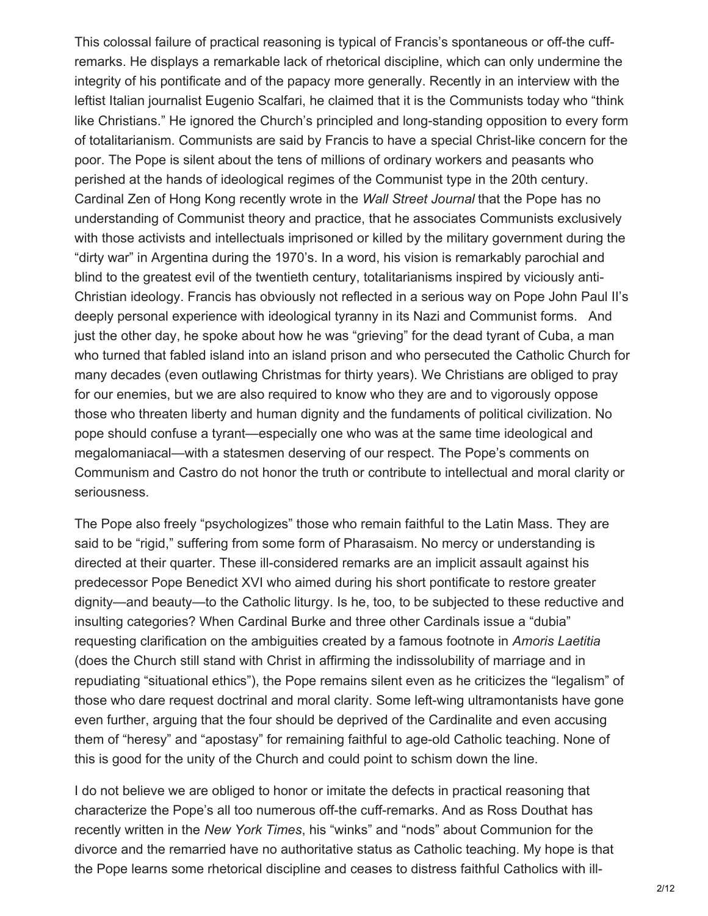This colossal failure of practical reasoning is typical of Francis's spontaneous or off-the cuff-remarks. He displays a remarkable lack of rhetorical discipline, which can only undermine the integrity of his pontificate and of the papacy more generally. Recently in an interview with the leftist Italian journalist Eugenio Scalfari, he claimed that it is the Communists today who "think like Christians." He ignored the Church's principled and long-standing opposition to every form of totalitarianism. Communists are said by Francis to have a special Christ-like concern for the poor. The Pope is silent about the tens of millions of ordinary workers and peasants who perished at the hands of ideological regimes of the Communist type in the 20th century. Cardinal Zen of Hong Kong recently wrote in the *Wall Street Journal* that the Pope has no understanding of Communist theory and practice, that he associates Communists exclusively with those activists and intellectuals imprisoned or killed by the military government during the "dirty war" in Argentina during the 1970's. In a word, his vision is remarkably parochial and blind to the greatest evil of the twentieth century, totalitarianisms inspired by viciously anti-Christian ideology. Francis has obviously not reflected in a serious way on Pope John Paul II's deeply personal experience with ideological tyranny in its Nazi and Communist forms. And just the other day, he spoke about how he was "grieving" for the dead tyrant of Cuba, a man who turned that fabled island into an island prison and who persecuted the Catholic Church for many decades (even outlawing Christmas for thirty years). We Christians are obliged to pray for our enemies, but we are also required to know who they are and to vigorously oppose those who threaten liberty and human dignity and the fundaments of political civilization. No pope should confuse a tyrant—especially one who was at the same time ideological and megalomaniacal—with a statesmen deserving of our respect. The Pope's comments on Communism and Castro do not honor the truth or contribute to intellectual and moral clarity or seriousness.

The Pope also freely "psychologizes" those who remain faithful to the Latin Mass. They are said to be "rigid," suffering from some form of Pharasaism. No mercy or understanding is directed at their quarter. These ill-considered remarks are an implicit assault against his predecessor Pope Benedict XVI who aimed during his short pontificate to restore greater dignity—and beauty—to the Catholic liturgy. Is he, too, to be subjected to these reductive and insulting categories? When Cardinal Burke and three other Cardinals issue a "dubia" requesting clarification on the ambiguities created by a famous footnote in *Amoris Laetitia* (does the Church still stand with Christ in affirming the indissolubility of marriage and in repudiating "situational ethics"), the Pope remains silent even as he criticizes the "legalism" of those who dare request doctrinal and moral clarity. Some left-wing ultramontanists have gone even further, arguing that the four should be deprived of the Cardinalite and even accusing them of "heresy" and "apostasy" for remaining faithful to age-old Catholic teaching. None of this is good for the unity of the Church and could point to schism down the line.

I do not believe we are obliged to honor or imitate the defects in practical reasoning that characterize the Pope's all too numerous off-the cuff-remarks. And as Ross Douthat has recently written in the *New York Times*, his "winks" and "nods" about Communion for the divorce and the remarried have no authoritative status as Catholic teaching. My hope is that the Pope learns some rhetorical discipline and ceases to distress faithful Catholics with ill-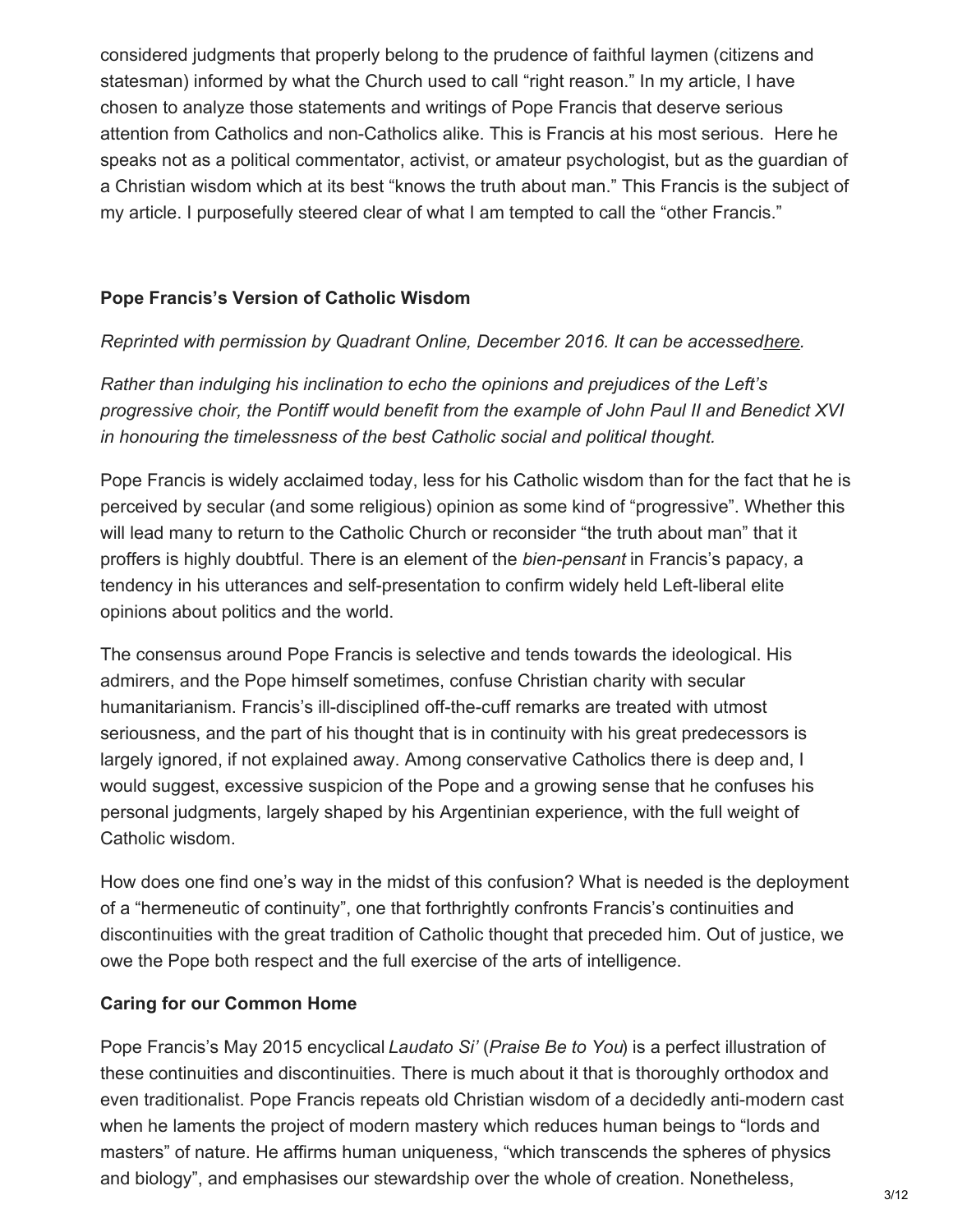considered judgments that properly belong to the prudence of faithful laymen (citizens and statesman) informed by what the Church used to call "right reason." In my article, I have chosen to analyze those statements and writings of Pope Francis that deserve serious attention from Catholics and non-Catholics alike. This is Francis at his most serious. Here he speaks not as a political commentator, activist, or amateur psychologist, but as the guardian of a Christian wisdom which at its best "knows the truth about man." This Francis is the subject of my article. I purposefully steered clear of what I am tempted to call the "other Francis."

### Pope Francis's Version of Catholic Wisdom

*Reprinted with permission by Quadrant Online, December 2016. It can be accessedhere.*

*Rather than indulging his inclination to echo the opinions and prejudices of the Left's progressive choir, the Pontiff would benefit from the example of John Paul II and Benedict XVI in honouring the timelessness of the best Catholic social and political thought.*

Pope Francis is widely acclaimed today, less for his Catholic wisdom than for the fact that he is perceived by secular (and some religious) opinion as some kind of "progressive". Whether this will lead many to return to the Catholic Church or reconsider "the truth about man" that it proffers is highly doubtful. There is an element of the *bien-pensant* in Francis's papacy, a tendency in his utterances and self-presentation to confirm widely held Left-liberal elite opinions about politics and the world.

The consensus around Pope Francis is selective and tends towards the ideological. His admirers, and the Pope himself sometimes, confuse Christian charity with secular humanitarianism. Francis's ill-disciplined off-the-cuff remarks are treated with utmost seriousness, and the part of his thought that is in continuity with his great predecessors is largely ignored, if not explained away. Among conservative Catholics there is deep and, I would suggest, excessive suspicion of the Pope and a growing sense that he confuses his personal judgments, largely shaped by his Argentinian experience, with the full weight of Catholic wisdom.

How does one find one's way in the midst of this confusion? What is needed is the deployment of a "hermeneutic of continuity", one that forthrightly confronts Francis's continuities and discontinuities with the great tradition of Catholic thought that preceded him. Out of justice, we owe the Pope both respect and the full exercise of the arts of intelligence.

### Caring for our Common Home

Pope Francis's May 2015 encyclical *Laudato Si'* (*Praise Be to You*) is a perfect illustration of these continuities and discontinuities. There is much about it that is thoroughly orthodox and even traditionalist. Pope Francis repeats old Christian wisdom of a decidedly anti-modern cast when he laments the project of modern mastery which reduces human beings to "lords and masters" of nature. He affirms human uniqueness, "which transcends the spheres of physics and biology", and emphasises our stewardship over the whole of creation. Nonetheless,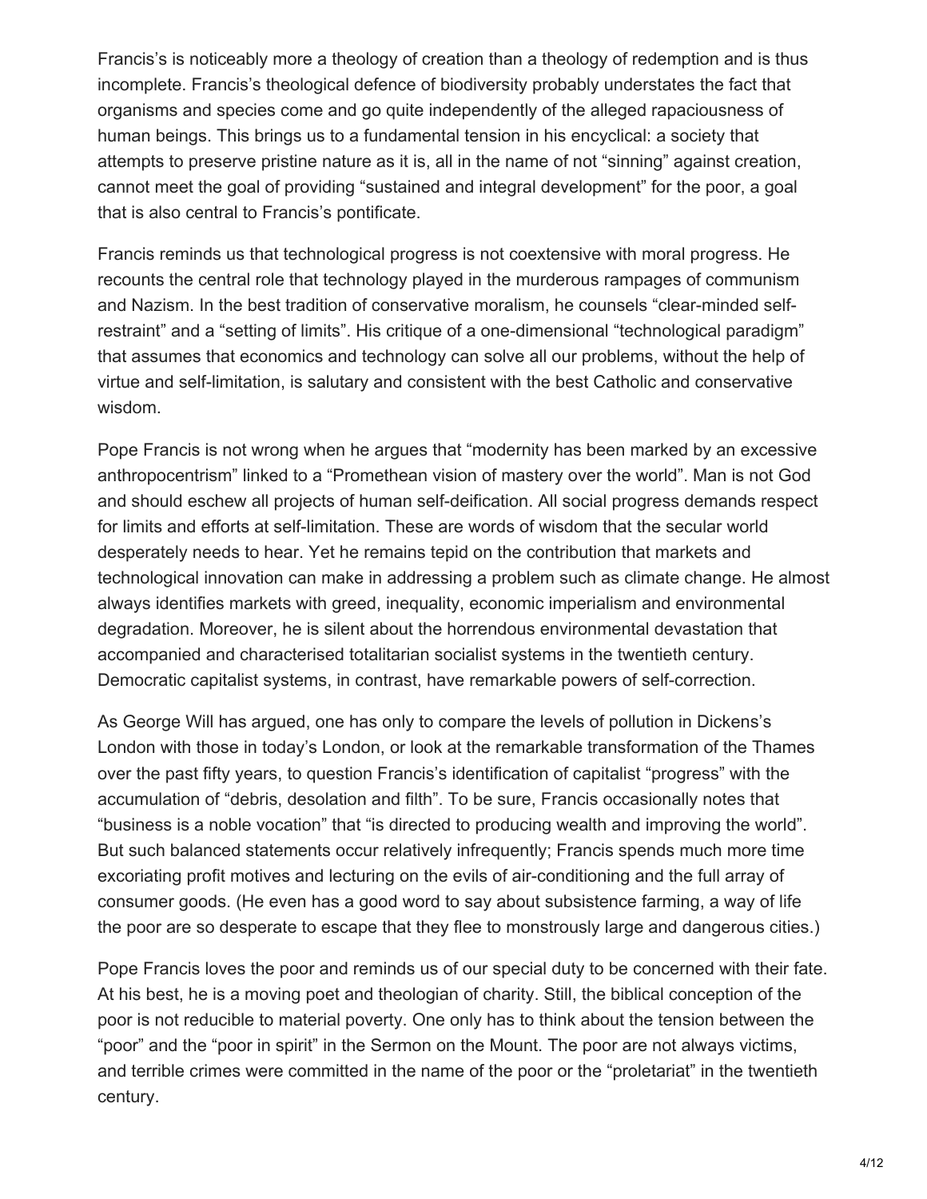Francis's is noticeably more a theology of creation than a theology of redemption and is thus incomplete. Francis's theological defence of biodiversity probably understates the fact that organisms and species come and go quite independently of the alleged rapaciousness of human beings. This brings us to a fundamental tension in his encyclical: a society that attempts to preserve pristine nature as it is, all in the name of not "sinning" against creation, cannot meet the goal of providing "sustained and integral development" for the poor, a goal that is also central to Francis's pontificate.

Francis reminds us that technological progress is not coextensive with moral progress. He recounts the central role that technology played in the murderous rampages of communism and Nazism. In the best tradition of conservative moralism, he counsels "clear-minded self-restraint" and a "setting of limits". His critique of a one-dimensional "technological paradigm" that assumes that economics and technology can solve all our problems, without the help of virtue and self-limitation, is salutary and consistent with the best Catholic and conservative wisdom.

Pope Francis is not wrong when he argues that "modernity has been marked by an excessive anthropocentrism" linked to a "Promethean vision of mastery over the world". Man is not God and should eschew all projects of human self-deification. All social progress demands respect for limits and efforts at self-limitation. These are words of wisdom that the secular world desperately needs to hear. Yet he remains tepid on the contribution that markets and technological innovation can make in addressing a problem such as climate change. He almost always identifies markets with greed, inequality, economic imperialism and environmental degradation. Moreover, he is silent about the horrendous environmental devastation that accompanied and characterised totalitarian socialist systems in the twentieth century. Democratic capitalist systems, in contrast, have remarkable powers of self-correction.

As George Will has argued, one has only to compare the levels of pollution in Dickens's London with those in today's London, or look at the remarkable transformation of the Thames over the past fifty years, to question Francis's identification of capitalist "progress" with the accumulation of "debris, desolation and filth". To be sure, Francis occasionally notes that "business is a noble vocation" that "is directed to producing wealth and improving the world". But such balanced statements occur relatively infrequently; Francis spends much more time excoriating profit motives and lecturing on the evils of air-conditioning and the full array of consumer goods. (He even has a good word to say about subsistence farming, a way of life the poor are so desperate to escape that they flee to monstrously large and dangerous cities.)

Pope Francis loves the poor and reminds us of our special duty to be concerned with their fate. At his best, he is a moving poet and theologian of charity. Still, the biblical conception of the poor is not reducible to material poverty. One only has to think about the tension between the "poor" and the "poor in spirit" in the Sermon on the Mount. The poor are not always victims, and terrible crimes were committed in the name of the poor or the "proletariat" in the twentieth century.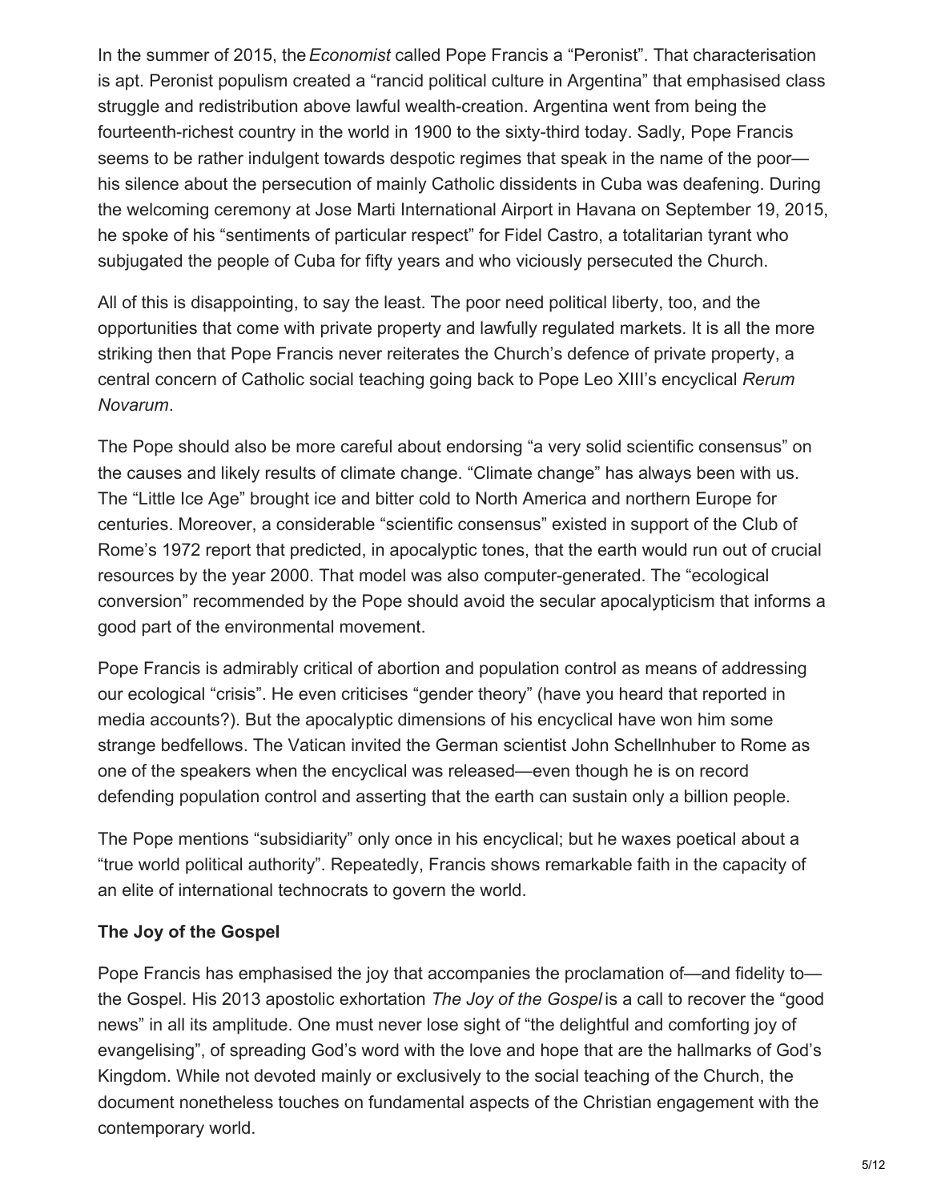In the summer of 2015, the *Economist* called Pope Francis a "Peronist". That characterisation is apt. Peronist populism created a "rancid political culture in Argentina" that emphasised class struggle and redistribution above lawful wealth-creation. Argentina went from being the fourteenth-richest country in the world in 1900 to the sixty-third today. Sadly, Pope Francis seems to be rather indulgent towards despotic regimes that speak in the name of the poor—his silence about the persecution of mainly Catholic dissidents in Cuba was deafening. During the welcoming ceremony at Jose Marti International Airport in Havana on September 19, 2015, he spoke of his "sentiments of particular respect" for Fidel Castro, a totalitarian tyrant who subjugated the people of Cuba for fifty years and who viciously persecuted the Church.

All of this is disappointing, to say the least. The poor need political liberty, too, and the opportunities that come with private property and lawfully regulated markets. It is all the more striking then that Pope Francis never reiterates the Church's defence of private property, a central concern of Catholic social teaching going back to Pope Leo XIII's encyclical *Rerum Novarum*.

The Pope should also be more careful about endorsing "a very solid scientific consensus" on the causes and likely results of climate change. "Climate change" has always been with us. The "Little Ice Age" brought ice and bitter cold to North America and northern Europe for centuries. Moreover, a considerable "scientific consensus" existed in support of the Club of Rome's 1972 report that predicted, in apocalyptic tones, that the earth would run out of crucial resources by the year 2000. That model was also computer-generated. The "ecological conversion" recommended by the Pope should avoid the secular apocalypticism that informs a good part of the environmental movement.

Pope Francis is admirably critical of abortion and population control as means of addressing our ecological "crisis". He even criticises "gender theory" (have you heard that reported in media accounts?). But the apocalyptic dimensions of his encyclical have won him some strange bedfellows. The Vatican invited the German scientist John Schellnhuber to Rome as one of the speakers when the encyclical was released—even though he is on record defending population control and asserting that the earth can sustain only a billion people.

The Pope mentions "subsidiarity" only once in his encyclical; but he waxes poetical about a "true world political authority". Repeatedly, Francis shows remarkable faith in the capacity of an elite of international technocrats to govern the world.

**The Joy of the Gospel**

Pope Francis has emphasised the joy that accompanies the proclamation of—and fidelity to—the Gospel. His 2013 apostolic exhortation *The Joy of the Gospel* is a call to recover the "good news" in all its amplitude. One must never lose sight of "the delightful and comforting joy of evangelising", of spreading God's word with the love and hope that are the hallmarks of God's Kingdom. While not devoted mainly or exclusively to the social teaching of the Church, the document nonetheless touches on fundamental aspects of the Christian engagement with the contemporary world.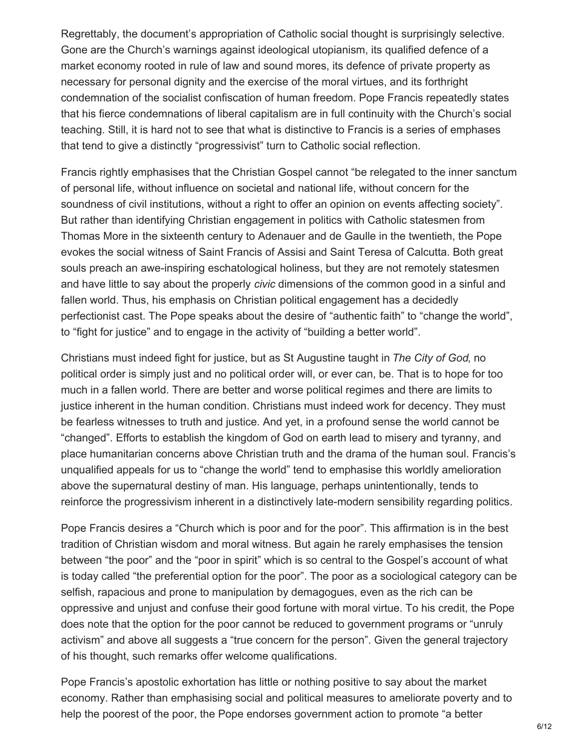Regrettably, the document's appropriation of Catholic social thought is surprisingly selective. Gone are the Church's warnings against ideological utopianism, its qualified defence of a market economy rooted in rule of law and sound mores, its defence of private property as necessary for personal dignity and the exercise of the moral virtues, and its forthright condemnation of the socialist confiscation of human freedom. Pope Francis repeatedly states that his fierce condemnations of liberal capitalism are in full continuity with the Church's social teaching. Still, it is hard not to see that what is distinctive to Francis is a series of emphases that tend to give a distinctly "progressivist" turn to Catholic social reflection.

Francis rightly emphasises that the Christian Gospel cannot "be relegated to the inner sanctum of personal life, without influence on societal and national life, without concern for the soundness of civil institutions, without a right to offer an opinion on events affecting society". But rather than identifying Christian engagement in politics with Catholic statesmen from Thomas More in the sixteenth century to Adenauer and de Gaulle in the twentieth, the Pope evokes the social witness of Saint Francis of Assisi and Saint Teresa of Calcutta. Both great souls preach an awe-inspiring eschatological holiness, but they are not remotely statesmen and have little to say about the properly *civic* dimensions of the common good in a sinful and fallen world. Thus, his emphasis on Christian political engagement has a decidedly perfectionist cast. The Pope speaks about the desire of "authentic faith" to "change the world", to "fight for justice" and to engage in the activity of "building a better world".

Christians must indeed fight for justice, but as St Augustine taught in *The City of God*, no political order is simply just and no political order will, or ever can, be. That is to hope for too much in a fallen world. There are better and worse political regimes and there are limits to justice inherent in the human condition. Christians must indeed work for decency. They must be fearless witnesses to truth and justice. And yet, in a profound sense the world cannot be "changed". Efforts to establish the kingdom of God on earth lead to misery and tyranny, and place humanitarian concerns above Christian truth and the drama of the human soul. Francis's unqualified appeals for us to "change the world" tend to emphasise this worldly amelioration above the supernatural destiny of man. His language, perhaps unintentionally, tends to reinforce the progressivism inherent in a distinctively late-modern sensibility regarding politics.

Pope Francis desires a "Church which is poor and for the poor". This affirmation is in the best tradition of Christian wisdom and moral witness. But again he rarely emphasises the tension between "the poor" and the "poor in spirit" which is so central to the Gospel's account of what is today called "the preferential option for the poor". The poor as a sociological category can be selfish, rapacious and prone to manipulation by demagogues, even as the rich can be oppressive and unjust and confuse their good fortune with moral virtue. To his credit, the Pope does note that the option for the poor cannot be reduced to government programs or "unruly activism" and above all suggests a "true concern for the person". Given the general trajectory of his thought, such remarks offer welcome qualifications.

Pope Francis's apostolic exhortation has little or nothing positive to say about the market economy. Rather than emphasising social and political measures to ameliorate poverty and to help the poorest of the poor, the Pope endorses government action to promote "a better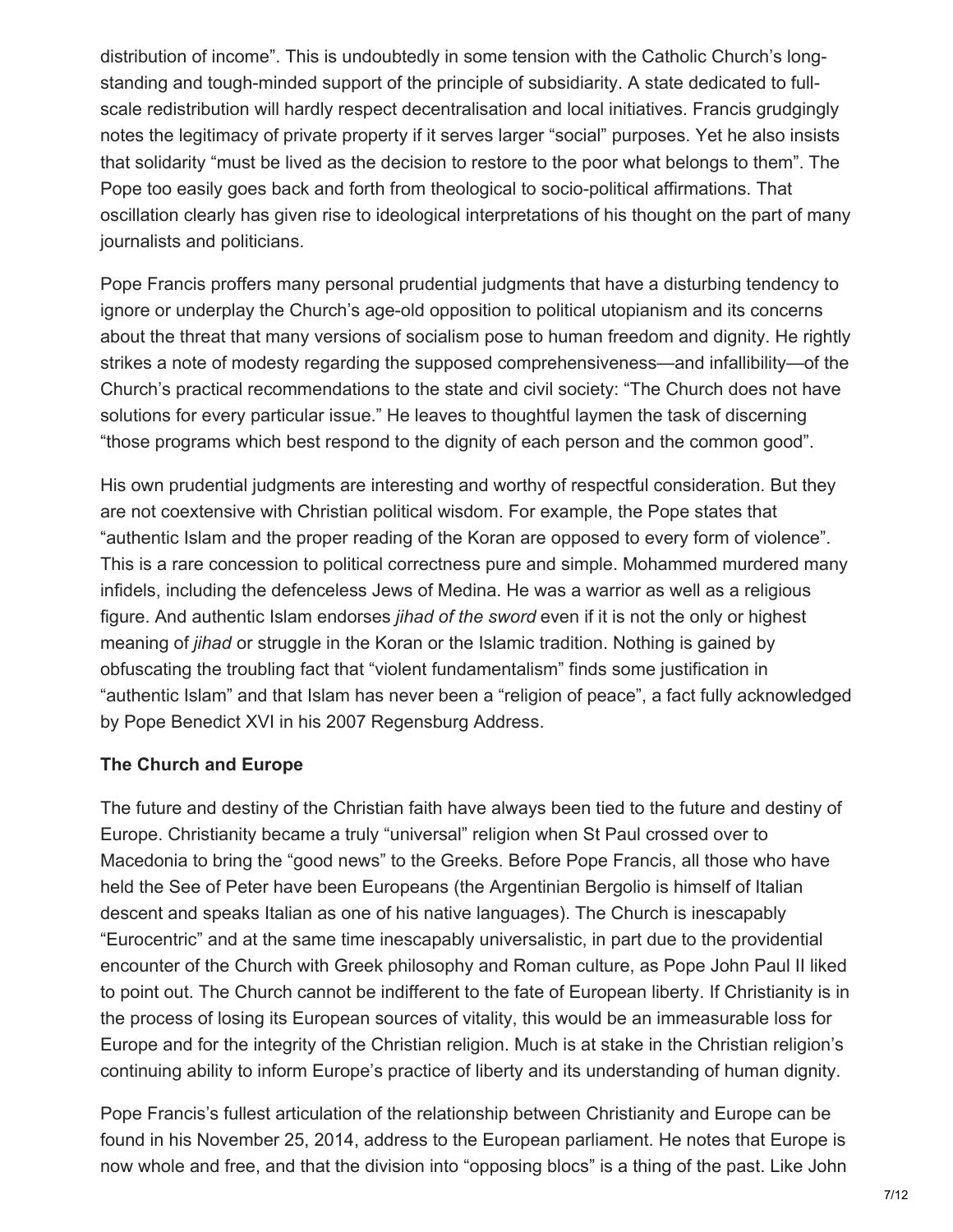distribution of income". This is undoubtedly in some tension with the Catholic Church's long-standing and tough-minded support of the principle of subsidiarity. A state dedicated to full-scale redistribution will hardly respect decentralisation and local initiatives. Francis grudgingly notes the legitimacy of private property if it serves larger "social" purposes. Yet he also insists that solidarity "must be lived as the decision to restore to the poor what belongs to them". The Pope too easily goes back and forth from theological to socio-political affirmations. That oscillation clearly has given rise to ideological interpretations of his thought on the part of many journalists and politicians.

Pope Francis proffers many personal prudential judgments that have a disturbing tendency to ignore or underplay the Church's age-old opposition to political utopianism and its concerns about the threat that many versions of socialism pose to human freedom and dignity. He rightly strikes a note of modesty regarding the supposed comprehensiveness—and infallibility—of the Church's practical recommendations to the state and civil society: "The Church does not have solutions for every particular issue." He leaves to thoughtful laymen the task of discerning "those programs which best respond to the dignity of each person and the common good".

His own prudential judgments are interesting and worthy of respectful consideration. But they are not coextensive with Christian political wisdom. For example, the Pope states that "authentic Islam and the proper reading of the Koran are opposed to every form of violence". This is a rare concession to political correctness pure and simple. Mohammed murdered many infidels, including the defenceless Jews of Medina. He was a warrior as well as a religious figure. And authentic Islam endorses *jihad of the sword* even if it is not the only or highest meaning of *jihad* or struggle in the Koran or the Islamic tradition. Nothing is gained by obfuscating the troubling fact that "violent fundamentalism" finds some justification in "authentic Islam" and that Islam has never been a "religion of peace", a fact fully acknowledged by Pope Benedict XVI in his 2007 Regensburg Address.

**The Church and Europe**

The future and destiny of the Christian faith have always been tied to the future and destiny of Europe. Christianity became a truly "universal" religion when St Paul crossed over to Macedonia to bring the "good news" to the Greeks. Before Pope Francis, all those who have held the See of Peter have been Europeans (the Argentinian Bergolio is himself of Italian descent and speaks Italian as one of his native languages). The Church is inescapably "Eurocentric" and at the same time inescapably universalistic, in part due to the providential encounter of the Church with Greek philosophy and Roman culture, as Pope John Paul II liked to point out. The Church cannot be indifferent to the fate of European liberty. If Christianity is in the process of losing its European sources of vitality, this would be an immeasurable loss for Europe and for the integrity of the Christian religion. Much is at stake in the Christian religion's continuing ability to inform Europe's practice of liberty and its understanding of human dignity.

Pope Francis's fullest articulation of the relationship between Christianity and Europe can be found in his November 25, 2014, address to the European parliament. He notes that Europe is now whole and free, and that the division into "opposing blocs" is a thing of the past. Like John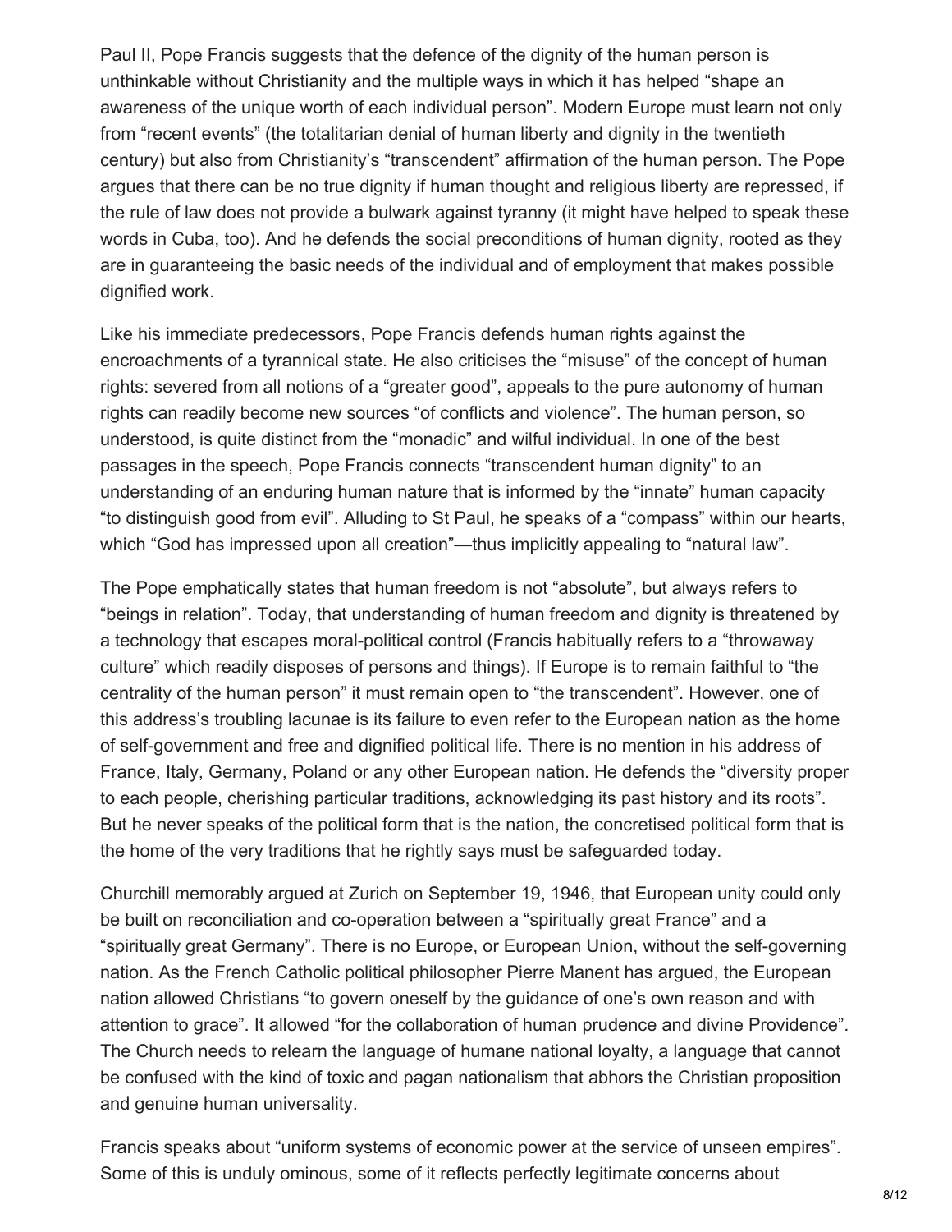Paul II, Pope Francis suggests that the defence of the dignity of the human person is unthinkable without Christianity and the multiple ways in which it has helped "shape an awareness of the unique worth of each individual person". Modern Europe must learn not only from "recent events" (the totalitarian denial of human liberty and dignity in the twentieth century) but also from Christianity's "transcendent" affirmation of the human person. The Pope argues that there can be no true dignity if human thought and religious liberty are repressed, if the rule of law does not provide a bulwark against tyranny (it might have helped to speak these words in Cuba, too). And he defends the social preconditions of human dignity, rooted as they are in guaranteeing the basic needs of the individual and of employment that makes possible dignified work.

Like his immediate predecessors, Pope Francis defends human rights against the encroachments of a tyrannical state. He also criticises the "misuse" of the concept of human rights: severed from all notions of a "greater good", appeals to the pure autonomy of human rights can readily become new sources "of conflicts and violence". The human person, so understood, is quite distinct from the "monadic" and wilful individual. In one of the best passages in the speech, Pope Francis connects "transcendent human dignity" to an understanding of an enduring human nature that is informed by the "innate" human capacity "to distinguish good from evil". Alluding to St Paul, he speaks of a "compass" within our hearts, which "God has impressed upon all creation"—thus implicitly appealing to "natural law".

The Pope emphatically states that human freedom is not "absolute", but always refers to "beings in relation". Today, that understanding of human freedom and dignity is threatened by a technology that escapes moral-political control (Francis habitually refers to a "throwaway culture" which readily disposes of persons and things). If Europe is to remain faithful to "the centrality of the human person" it must remain open to "the transcendent". However, one of this address's troubling lacunae is its failure to even refer to the European nation as the home of self-government and free and dignified political life. There is no mention in his address of France, Italy, Germany, Poland or any other European nation. He defends the "diversity proper to each people, cherishing particular traditions, acknowledging its past history and its roots". But he never speaks of the political form that is the nation, the concretised political form that is the home of the very traditions that he rightly says must be safeguarded today.

Churchill memorably argued at Zurich on September 19, 1946, that European unity could only be built on reconciliation and co-operation between a "spiritually great France" and a "spiritually great Germany". There is no Europe, or European Union, without the self-governing nation. As the French Catholic political philosopher Pierre Manent has argued, the European nation allowed Christians "to govern oneself by the guidance of one's own reason and with attention to grace". It allowed "for the collaboration of human prudence and divine Providence". The Church needs to relearn the language of humane national loyalty, a language that cannot be confused with the kind of toxic and pagan nationalism that abhors the Christian proposition and genuine human universality.

Francis speaks about "uniform systems of economic power at the service of unseen empires". Some of this is unduly ominous, some of it reflects perfectly legitimate concerns about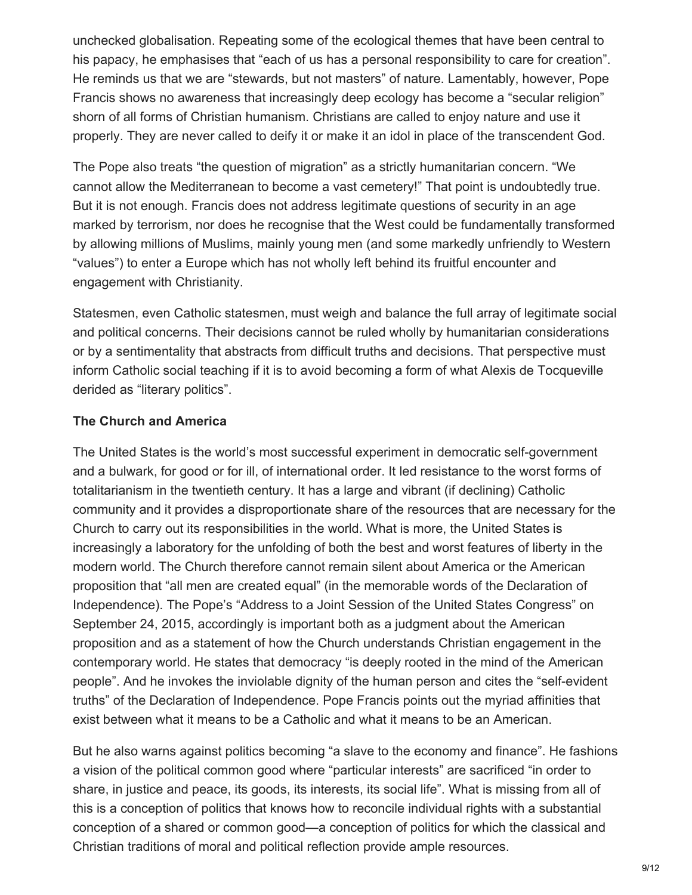unchecked globalisation. Repeating some of the ecological themes that have been central to his papacy, he emphasises that "each of us has a personal responsibility to care for creation". He reminds us that we are "stewards, but not masters" of nature. Lamentably, however, Pope Francis shows no awareness that increasingly deep ecology has become a "secular religion" shorn of all forms of Christian humanism. Christians are called to enjoy nature and use it properly. They are never called to deify it or make it an idol in place of the transcendent God.

The Pope also treats "the question of migration" as a strictly humanitarian concern. "We cannot allow the Mediterranean to become a vast cemetery!" That point is undoubtedly true. But it is not enough. Francis does not address legitimate questions of security in an age marked by terrorism, nor does he recognise that the West could be fundamentally transformed by allowing millions of Muslims, mainly young men (and some markedly unfriendly to Western "values") to enter a Europe which has not wholly left behind its fruitful encounter and engagement with Christianity.

Statesmen, even Catholic statesmen, must weigh and balance the full array of legitimate social and political concerns. Their decisions cannot be ruled wholly by humanitarian considerations or by a sentimentality that abstracts from difficult truths and decisions. That perspective must inform Catholic social teaching if it is to avoid becoming a form of what Alexis de Tocqueville derided as "literary politics".

**The Church and America**

The United States is the world's most successful experiment in democratic self-government and a bulwark, for good or for ill, of international order. It led resistance to the worst forms of totalitarianism in the twentieth century. It has a large and vibrant (if declining) Catholic community and it provides a disproportionate share of the resources that are necessary for the Church to carry out its responsibilities in the world. What is more, the United States is increasingly a laboratory for the unfolding of both the best and worst features of liberty in the modern world. The Church therefore cannot remain silent about America or the American proposition that "all men are created equal" (in the memorable words of the Declaration of Independence). The Pope's "Address to a Joint Session of the United States Congress" on September 24, 2015, accordingly is important both as a judgment about the American proposition and as a statement of how the Church understands Christian engagement in the contemporary world. He states that democracy "is deeply rooted in the mind of the American people". And he invokes the inviolable dignity of the human person and cites the "self-evident truths" of the Declaration of Independence. Pope Francis points out the myriad affinities that exist between what it means to be a Catholic and what it means to be an American.

But he also warns against politics becoming "a slave to the economy and finance". He fashions a vision of the political common good where "particular interests" are sacrificed "in order to share, in justice and peace, its goods, its interests, its social life". What is missing from all of this is a conception of politics that knows how to reconcile individual rights with a substantial conception of a shared or common good—a conception of politics for which the classical and Christian traditions of moral and political reflection provide ample resources.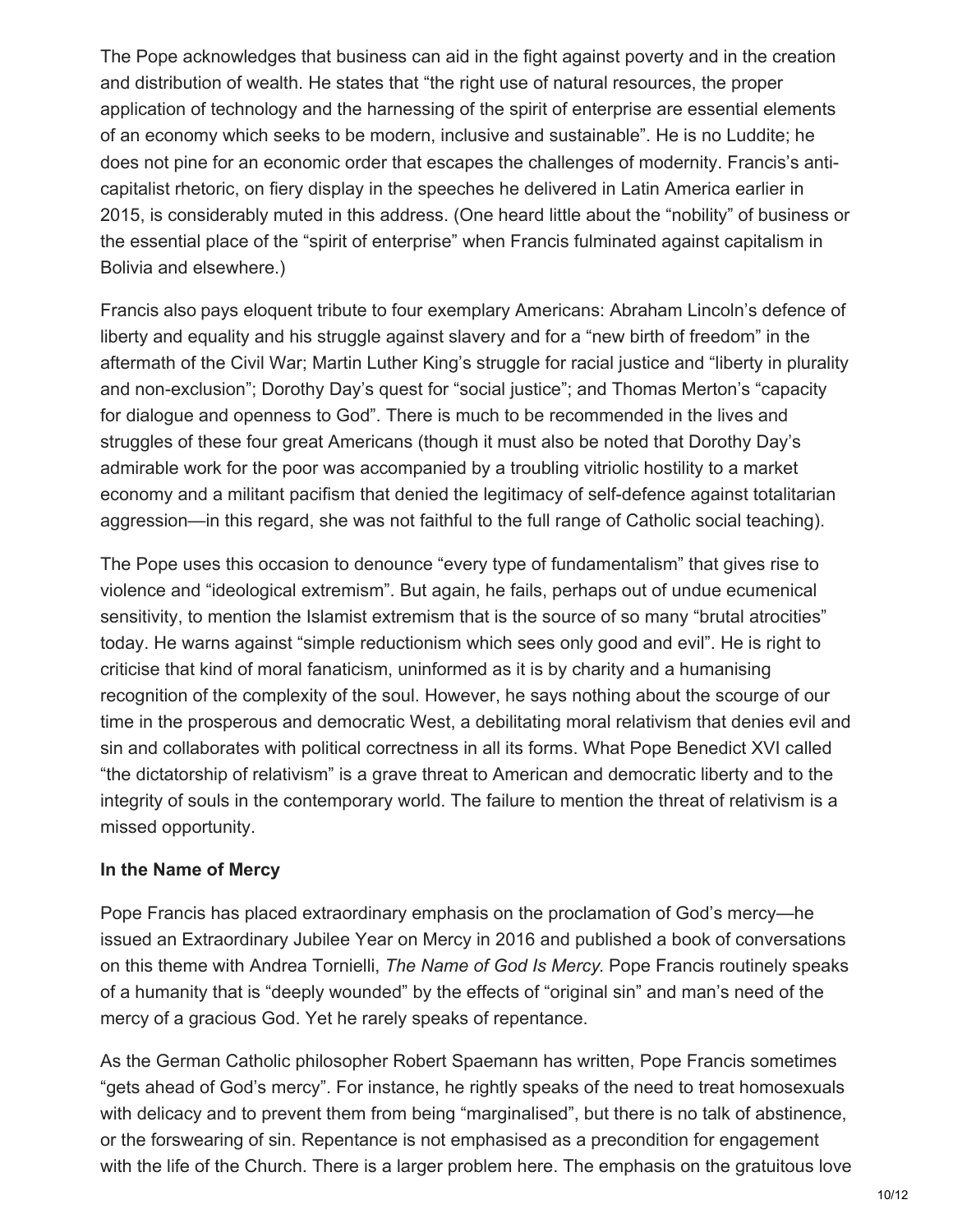The Pope acknowledges that business can aid in the fight against poverty and in the creation and distribution of wealth. He states that "the right use of natural resources, the proper application of technology and the harnessing of the spirit of enterprise are essential elements of an economy which seeks to be modern, inclusive and sustainable". He is no Luddite; he does not pine for an economic order that escapes the challenges of modernity. Francis's anti-capitalist rhetoric, on fiery display in the speeches he delivered in Latin America earlier in 2015, is considerably muted in this address. (One heard little about the "nobility" of business or the essential place of the "spirit of enterprise" when Francis fulminated against capitalism in Bolivia and elsewhere.)

Francis also pays eloquent tribute to four exemplary Americans: Abraham Lincoln's defence of liberty and equality and his struggle against slavery and for a "new birth of freedom" in the aftermath of the Civil War; Martin Luther King's struggle for racial justice and "liberty in plurality and non-exclusion"; Dorothy Day's quest for "social justice"; and Thomas Merton's "capacity for dialogue and openness to God". There is much to be recommended in the lives and struggles of these four great Americans (though it must also be noted that Dorothy Day's admirable work for the poor was accompanied by a troubling vitriolic hostility to a market economy and a militant pacifism that denied the legitimacy of self-defence against totalitarian aggression—in this regard, she was not faithful to the full range of Catholic social teaching).

The Pope uses this occasion to denounce "every type of fundamentalism" that gives rise to violence and "ideological extremism". But again, he fails, perhaps out of undue ecumenical sensitivity, to mention the Islamist extremism that is the source of so many "brutal atrocities" today. He warns against "simple reductionism which sees only good and evil". He is right to criticise that kind of moral fanaticism, uninformed as it is by charity and a humanising recognition of the complexity of the soul. However, he says nothing about the scourge of our time in the prosperous and democratic West, a debilitating moral relativism that denies evil and sin and collaborates with political correctness in all its forms. What Pope Benedict XVI called "the dictatorship of relativism" is a grave threat to American and democratic liberty and to the integrity of souls in the contemporary world. The failure to mention the threat of relativism is a missed opportunity.

**In the Name of Mercy**

Pope Francis has placed extraordinary emphasis on the proclamation of God's mercy—he issued an Extraordinary Jubilee Year on Mercy in 2016 and published a book of conversations on this theme with Andrea Tornielli, *The Name of God Is Mercy*. Pope Francis routinely speaks of a humanity that is "deeply wounded" by the effects of "original sin" and man's need of the mercy of a gracious God. Yet he rarely speaks of repentance.

As the German Catholic philosopher Robert Spaemann has written, Pope Francis sometimes "gets ahead of God's mercy". For instance, he rightly speaks of the need to treat homosexuals with delicacy and to prevent them from being "marginalised", but there is no talk of abstinence, or the forswearing of sin. Repentance is not emphasised as a precondition for engagement with the life of the Church. There is a larger problem here. The emphasis on the gratuitous love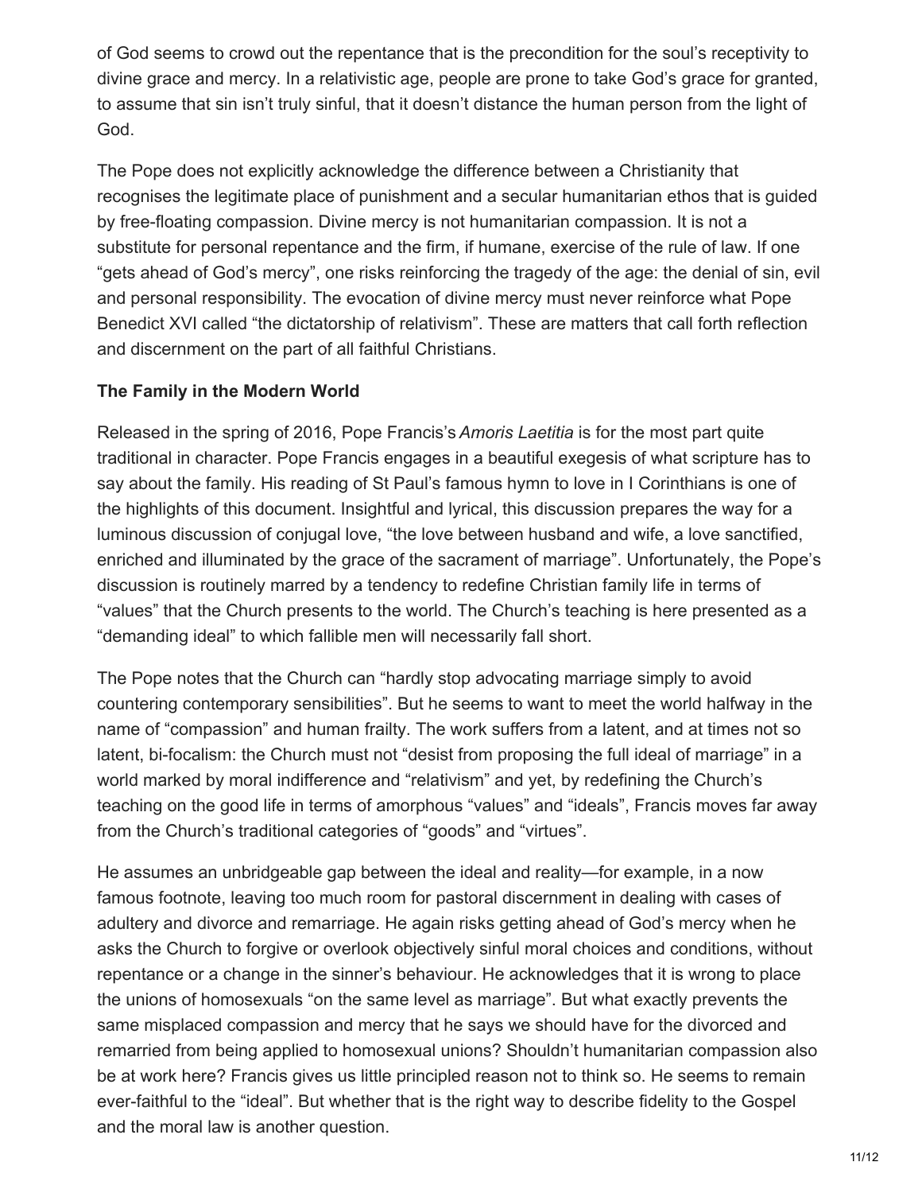of God seems to crowd out the repentance that is the precondition for the soul's receptivity to divine grace and mercy. In a relativistic age, people are prone to take God's grace for granted, to assume that sin isn't truly sinful, that it doesn't distance the human person from the light of God.

The Pope does not explicitly acknowledge the difference between a Christianity that recognises the legitimate place of punishment and a secular humanitarian ethos that is guided by free-floating compassion. Divine mercy is not humanitarian compassion. It is not a substitute for personal repentance and the firm, if humane, exercise of the rule of law. If one "gets ahead of God's mercy", one risks reinforcing the tragedy of the age: the denial of sin, evil and personal responsibility. The evocation of divine mercy must never reinforce what Pope Benedict XVI called "the dictatorship of relativism". These are matters that call forth reflection and discernment on the part of all faithful Christians.

**The Family in the Modern World**

Released in the spring of 2016, Pope Francis's *Amoris Laetitia* is for the most part quite traditional in character. Pope Francis engages in a beautiful exegesis of what scripture has to say about the family. His reading of St Paul's famous hymn to love in I Corinthians is one of the highlights of this document. Insightful and lyrical, this discussion prepares the way for a luminous discussion of conjugal love, "the love between husband and wife, a love sanctified, enriched and illuminated by the grace of the sacrament of marriage". Unfortunately, the Pope's discussion is routinely marred by a tendency to redefine Christian family life in terms of "values" that the Church presents to the world. The Church's teaching is here presented as a "demanding ideal" to which fallible men will necessarily fall short.

The Pope notes that the Church can "hardly stop advocating marriage simply to avoid countering contemporary sensibilities". But he seems to want to meet the world halfway in the name of "compassion" and human frailty. The work suffers from a latent, and at times not so latent, bi-focalism: the Church must not "desist from proposing the full ideal of marriage" in a world marked by moral indifference and "relativism" and yet, by redefining the Church's teaching on the good life in terms of amorphous "values" and "ideals", Francis moves far away from the Church's traditional categories of "goods" and "virtues".

He assumes an unbridgeable gap between the ideal and reality—for example, in a now famous footnote, leaving too much room for pastoral discernment in dealing with cases of adultery and divorce and remarriage. He again risks getting ahead of God's mercy when he asks the Church to forgive or overlook objectively sinful moral choices and conditions, without repentance or a change in the sinner's behaviour. He acknowledges that it is wrong to place the unions of homosexuals "on the same level as marriage". But what exactly prevents the same misplaced compassion and mercy that he says we should have for the divorced and remarried from being applied to homosexual unions? Shouldn't humanitarian compassion also be at work here? Francis gives us little principled reason not to think so. He seems to remain ever-faithful to the "ideal". But whether that is the right way to describe fidelity to the Gospel and the moral law is another question.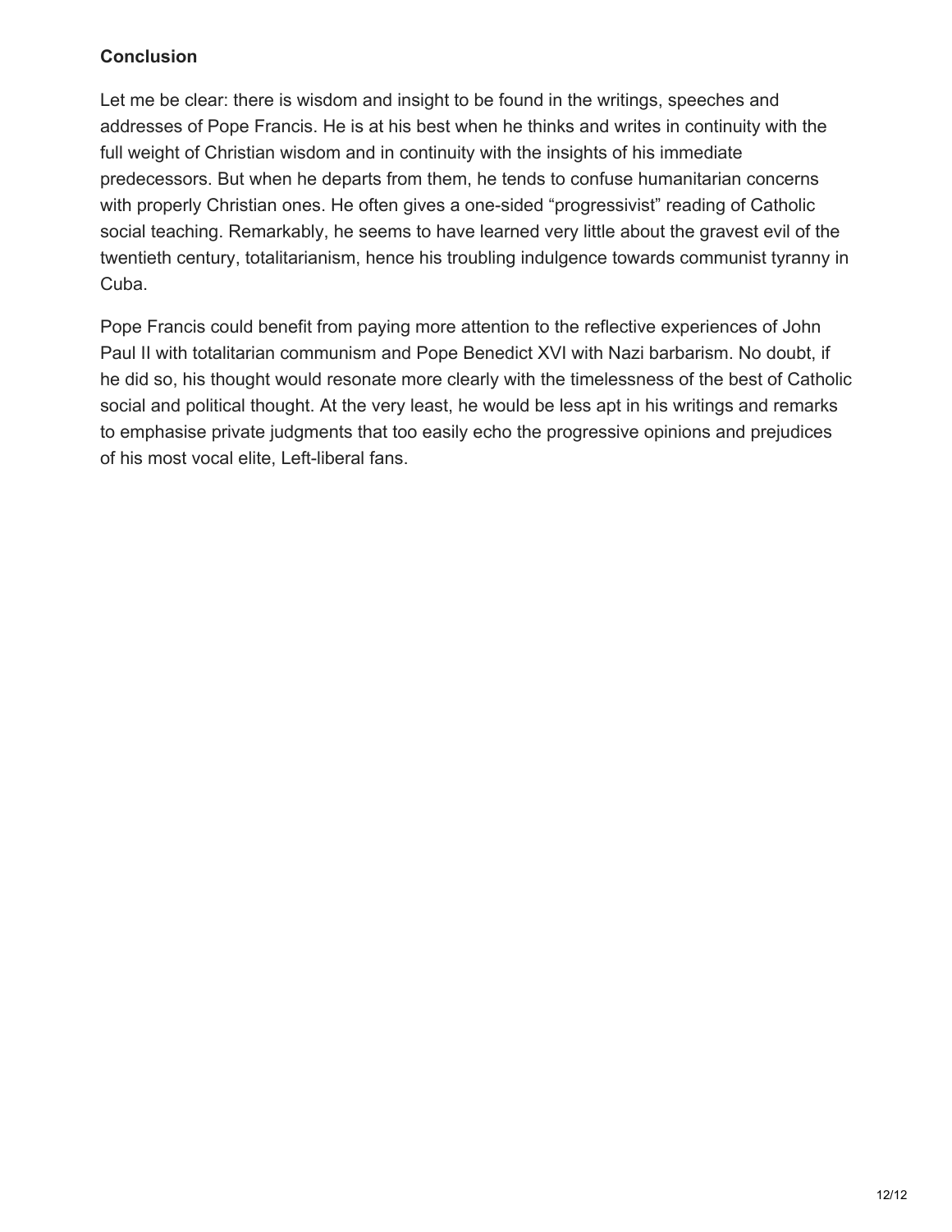**Conclusion**

Let me be clear: there is wisdom and insight to be found in the writings, speeches and addresses of Pope Francis. He is at his best when he thinks and writes in continuity with the full weight of Christian wisdom and in continuity with the insights of his immediate predecessors. But when he departs from them, he tends to confuse humanitarian concerns with properly Christian ones. He often gives a one-sided “progressivist” reading of Catholic social teaching. Remarkably, he seems to have learned very little about the gravest evil of the twentieth century, totalitarianism, hence his troubling indulgence towards communist tyranny in Cuba.

Pope Francis could benefit from paying more attention to the reflective experiences of John Paul II with totalitarian communism and Pope Benedict XVI with Nazi barbarism. No doubt, if he did so, his thought would resonate more clearly with the timelessness of the best of Catholic social and political thought. At the very least, he would be less apt in his writings and remarks to emphasise private judgments that too easily echo the progressive opinions and prejudices of his most vocal elite, Left-liberal fans.